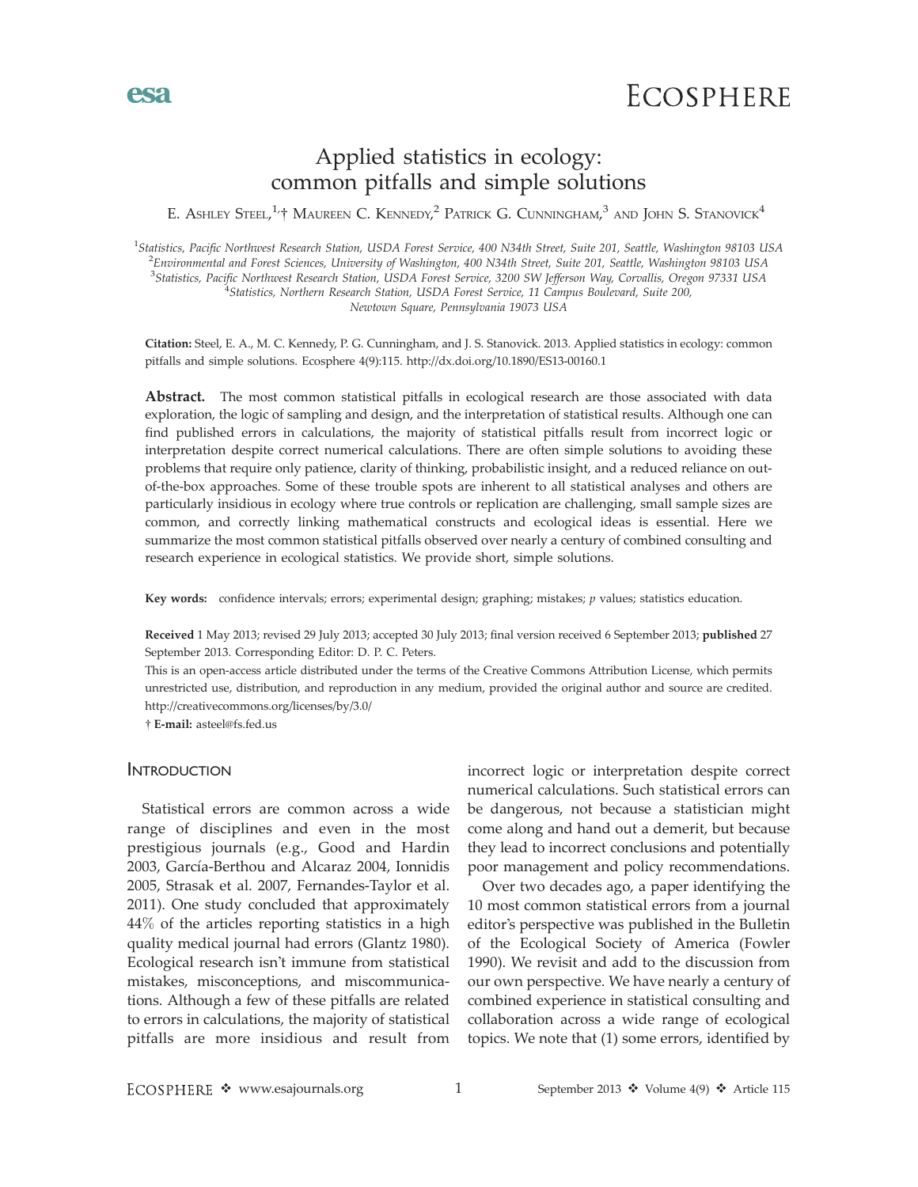# Applied statistics in ecology: common pitfalls and simple solutions

E. Ashley Steel,[1,†] Maureen C. Kennedy,[2] Patrick G. Cunningham,[3] and John S. Stanovick[4]

[1]Statistics, Pacific Northwest Research Station, USDA Forest Service, 400 N34th Street, Suite 201, Seattle, Washington 98103 USA
[2]Environmental and Forest Sciences, University of Washington, 400 N34th Street, Suite 201, Seattle, Washington 98103 USA
[3]Statistics, Pacific Northwest Research Station, USDA Forest Service, 3200 SW Jefferson Way, Corvallis, Oregon 97331 USA
[4]Statistics, Northern Research Station, USDA Forest Service, 11 Campus Boulevard, Suite 200, Newtown Square, Pennsylvania 19073 USA

**Citation:** Steel, E. A., M. C. Kennedy, P. G. Cunningham, and J. S. Stanovick. 2013. Applied statistics in ecology: common pitfalls and simple solutions. Ecosphere 4(9):115. http://dx.doi.org/10.1890/ES13-00160.1

**Abstract.** The most common statistical pitfalls in ecological research are those associated with data exploration, the logic of sampling and design, and the interpretation of statistical results. Although one can find published errors in calculations, the majority of statistical pitfalls result from incorrect logic or interpretation despite correct numerical calculations. There are often simple solutions to avoiding these problems that require only patience, clarity of thinking, probabilistic insight, and a reduced reliance on out-of-the-box approaches. Some of these trouble spots are inherent to all statistical analyses and others are particularly insidious in ecology where true controls or replication are challenging, small sample sizes are common, and correctly linking mathematical constructs and ecological ideas is essential. Here we summarize the most common statistical pitfalls observed over nearly a century of combined consulting and research experience in ecological statistics. We provide short, simple solutions.

**Key words:** confidence intervals; errors; experimental design; graphing; mistakes; *p* values; statistics education.

**Received** 1 May 2013; revised 29 July 2013; accepted 30 July 2013; final version received 6 September 2013; **published** 27 September 2013. Corresponding Editor: D. P. C. Peters.

This is an open-access article distributed under the terms of the Creative Commons Attribution License, which permits unrestricted use, distribution, and reproduction in any medium, provided the original author and source are credited. http://creativecommons.org/licenses/by/3.0/

† **E-mail:** asteel@fs.fed.us

## Introduction

Statistical errors are common across a wide range of disciplines and even in the most prestigious journals (e.g., Good and Hardin 2003, García-Berthou and Alcaraz 2004, Ionnidis 2005, Strasak et al. 2007, Fernandes-Taylor et al. 2011). One study concluded that approximately 44% of the articles reporting statistics in a high quality medical journal had errors (Glantz 1980). Ecological research isn't immune from statistical mistakes, misconceptions, and miscommunications. Although a few of these pitfalls are related to errors in calculations, the majority of statistical pitfalls are more insidious and result from incorrect logic or interpretation despite correct numerical calculations. Such statistical errors can be dangerous, not because a statistician might come along and hand out a demerit, but because they lead to incorrect conclusions and potentially poor management and policy recommendations.

Over two decades ago, a paper identifying the 10 most common statistical errors from a journal editor's perspective was published in the Bulletin of the Ecological Society of America (Fowler 1990). We revisit and add to the discussion from our own perspective. We have nearly a century of combined experience in statistical consulting and collaboration across a wide range of ecological topics. We note that (1) some errors, identified by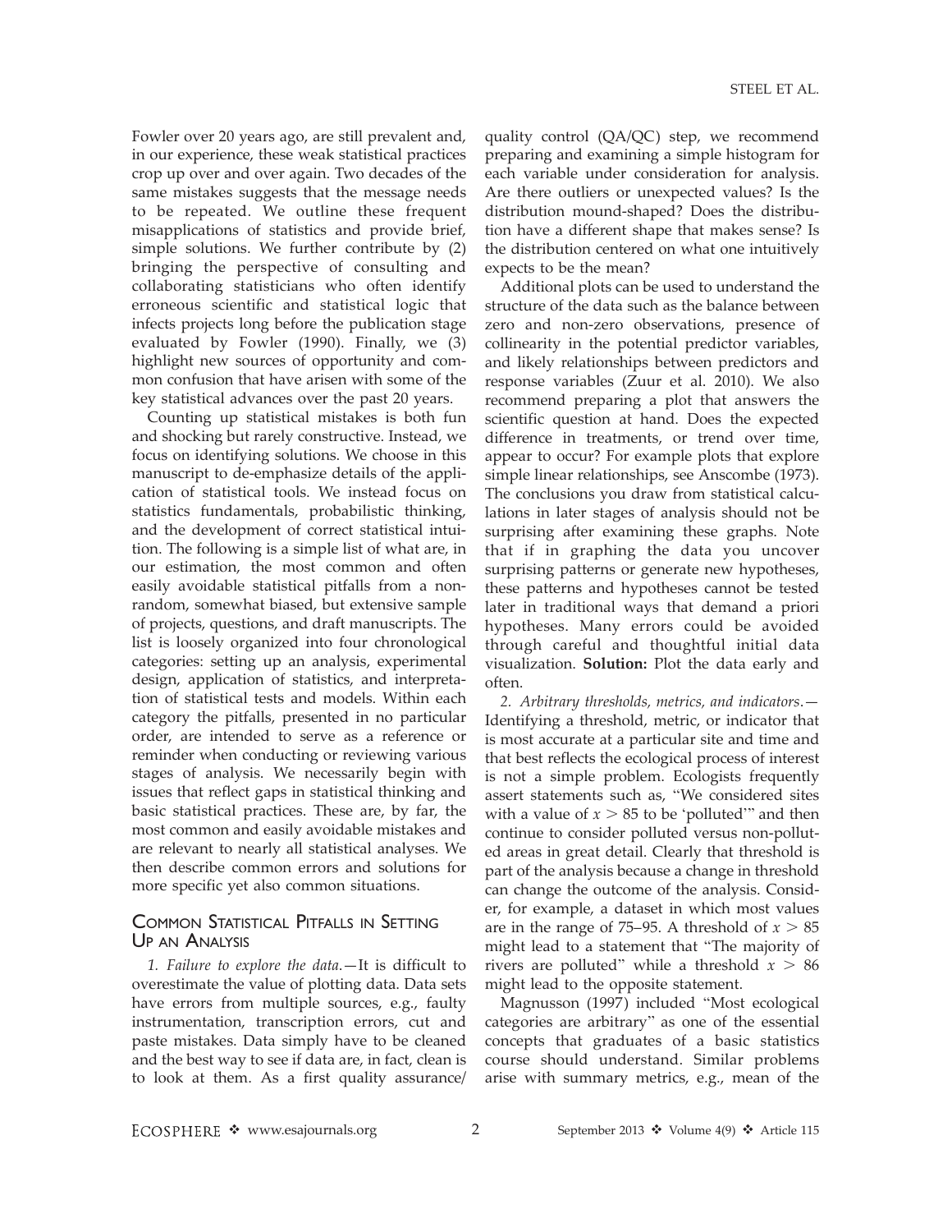Fowler over 20 years ago, are still prevalent and, in our experience, these weak statistical practices crop up over and over again. Two decades of the same mistakes suggests that the message needs to be repeated. We outline these frequent misapplications of statistics and provide brief, simple solutions. We further contribute by (2) bringing the perspective of consulting and collaborating statisticians who often identify erroneous scientific and statistical logic that infects projects long before the publication stage evaluated by Fowler (1990). Finally, we (3) highlight new sources of opportunity and common confusion that have arisen with some of the key statistical advances over the past 20 years.

Counting up statistical mistakes is both fun and shocking but rarely constructive. Instead, we focus on identifying solutions. We choose in this manuscript to de-emphasize details of the application of statistical tools. We instead focus on statistics fundamentals, probabilistic thinking, and the development of correct statistical intuition. The following is a simple list of what are, in our estimation, the most common and often easily avoidable statistical pitfalls from a non-random, somewhat biased, but extensive sample of projects, questions, and draft manuscripts. The list is loosely organized into four chronological categories: setting up an analysis, experimental design, application of statistics, and interpretation of statistical tests and models. Within each category the pitfalls, presented in no particular order, are intended to serve as a reference or reminder when conducting or reviewing various stages of analysis. We necessarily begin with issues that reflect gaps in statistical thinking and basic statistical practices. These are, by far, the most common and easily avoidable mistakes and are relevant to nearly all statistical analyses. We then describe common errors and solutions for more specific yet also common situations.

## Common Statistical Pitfalls in Setting Up an Analysis

*1. Failure to explore the data.*—It is difficult to overestimate the value of plotting data. Data sets have errors from multiple sources, e.g., faulty instrumentation, transcription errors, cut and paste mistakes. Data simply have to be cleaned and the best way to see if data are, in fact, clean is to look at them. As a first quality assurance/quality control (QA/QC) step, we recommend preparing and examining a simple histogram for each variable under consideration for analysis. Are there outliers or unexpected values? Is the distribution mound-shaped? Does the distribution have a different shape that makes sense? Is the distribution centered on what one intuitively expects to be the mean?

Additional plots can be used to understand the structure of the data such as the balance between zero and non-zero observations, presence of collinearity in the potential predictor variables, and likely relationships between predictors and response variables (Zuur et al. 2010). We also recommend preparing a plot that answers the scientific question at hand. Does the expected difference in treatments, or trend over time, appear to occur? For example plots that explore simple linear relationships, see Anscombe (1973). The conclusions you draw from statistical calculations in later stages of analysis should not be surprising after examining these graphs. Note that if in graphing the data you uncover surprising patterns or generate new hypotheses, these patterns and hypotheses cannot be tested later in traditional ways that demand a priori hypotheses. Many errors could be avoided through careful and thoughtful initial data visualization. **Solution:** Plot the data early and often.

*2. Arbitrary thresholds, metrics, and indicators.*—Identifying a threshold, metric, or indicator that is most accurate at a particular site and time and that best reflects the ecological process of interest is not a simple problem. Ecologists frequently assert statements such as, "We considered sites with a value of $x > 85$ to be 'polluted'" and then continue to consider polluted versus non-polluted areas in great detail. Clearly that threshold is part of the analysis because a change in threshold can change the outcome of the analysis. Consider, for example, a dataset in which most values are in the range of 75–95. A threshold of $x > 85$ might lead to a statement that "The majority of rivers are polluted" while a threshold $x > 86$ might lead to the opposite statement.

Magnusson (1997) included "Most ecological categories are arbitrary" as one of the essential concepts that graduates of a basic statistics course should understand. Similar problems arise with summary metrics, e.g., mean of the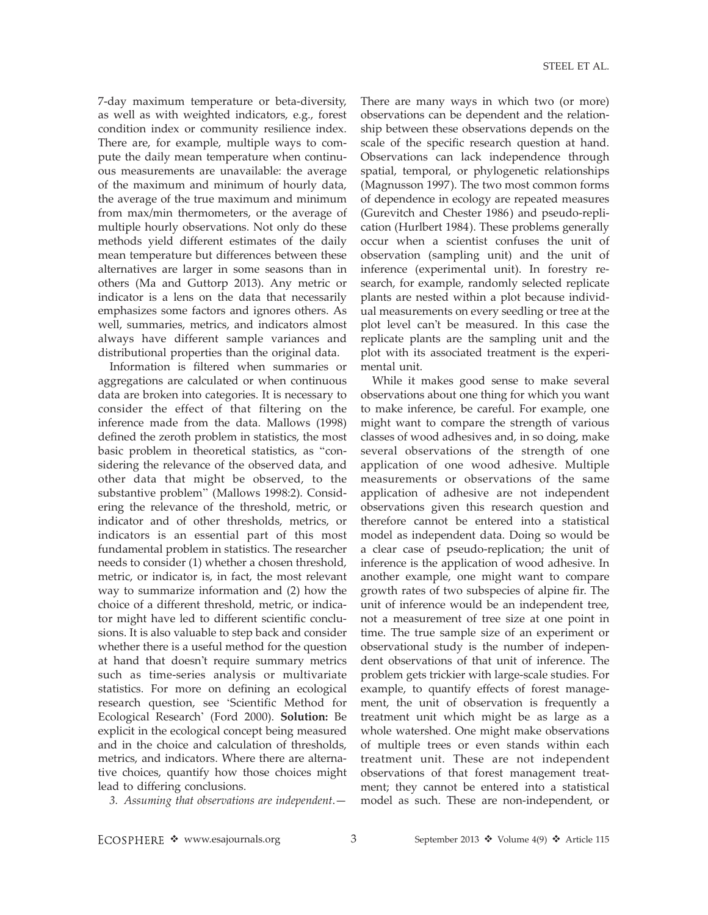7-day maximum temperature or beta-diversity, as well as with weighted indicators, e.g., forest condition index or community resilience index. There are, for example, multiple ways to compute the daily mean temperature when continuous measurements are unavailable: the average of the maximum and minimum of hourly data, the average of the true maximum and minimum from max/min thermometers, or the average of multiple hourly observations. Not only do these methods yield different estimates of the daily mean temperature but differences between these alternatives are larger in some seasons than in others (Ma and Guttorp 2013). Any metric or indicator is a lens on the data that necessarily emphasizes some factors and ignores others. As well, summaries, metrics, and indicators almost always have different sample variances and distributional properties than the original data.

Information is filtered when summaries or aggregations are calculated or when continuous data are broken into categories. It is necessary to consider the effect of that filtering on the inference made from the data. Mallows (1998) defined the zeroth problem in statistics, the most basic problem in theoretical statistics, as "considering the relevance of the observed data, and other data that might be observed, to the substantive problem" (Mallows 1998:2). Considering the relevance of the threshold, metric, or indicator and of other thresholds, metrics, or indicators is an essential part of this most fundamental problem in statistics. The researcher needs to consider (1) whether a chosen threshold, metric, or indicator is, in fact, the most relevant way to summarize information and (2) how the choice of a different threshold, metric, or indicator might have led to different scientific conclusions. It is also valuable to step back and consider whether there is a useful method for the question at hand that doesn't require summary metrics such as time-series analysis or multivariate statistics. For more on defining an ecological research question, see 'Scientific Method for Ecological Research' (Ford 2000). **Solution:** Be explicit in the ecological concept being measured and in the choice and calculation of thresholds, metrics, and indicators. Where there are alternative choices, quantify how those choices might lead to differing conclusions.

*3. Assuming that observations are independent.*— There are many ways in which two (or more) observations can be dependent and the relationship between these observations depends on the scale of the specific research question at hand. Observations can lack independence through spatial, temporal, or phylogenetic relationships (Magnusson 1997). The two most common forms of dependence in ecology are repeated measures (Gurevitch and Chester 1986) and pseudo-replication (Hurlbert 1984). These problems generally occur when a scientist confuses the unit of observation (sampling unit) and the unit of inference (experimental unit). In forestry research, for example, randomly selected replicate plants are nested within a plot because individual measurements on every seedling or tree at the plot level can't be measured. In this case the replicate plants are the sampling unit and the plot with its associated treatment is the experimental unit.

While it makes good sense to make several observations about one thing for which you want to make inference, be careful. For example, one might want to compare the strength of various classes of wood adhesives and, in so doing, make several observations of the strength of one application of one wood adhesive. Multiple measurements or observations of the same application of adhesive are not independent observations given this research question and therefore cannot be entered into a statistical model as independent data. Doing so would be a clear case of pseudo-replication; the unit of inference is the application of wood adhesive. In another example, one might want to compare growth rates of two subspecies of alpine fir. The unit of inference would be an independent tree, not a measurement of tree size at one point in time. The true sample size of an experiment or observational study is the number of independent observations of that unit of inference. The problem gets trickier with large-scale studies. For example, to quantify effects of forest management, the unit of observation is frequently a treatment unit which might be as large as a whole watershed. One might make observations of multiple trees or even stands within each treatment unit. These are not independent observations of that forest management treatment; they cannot be entered into a statistical model as such. These are non-independent, or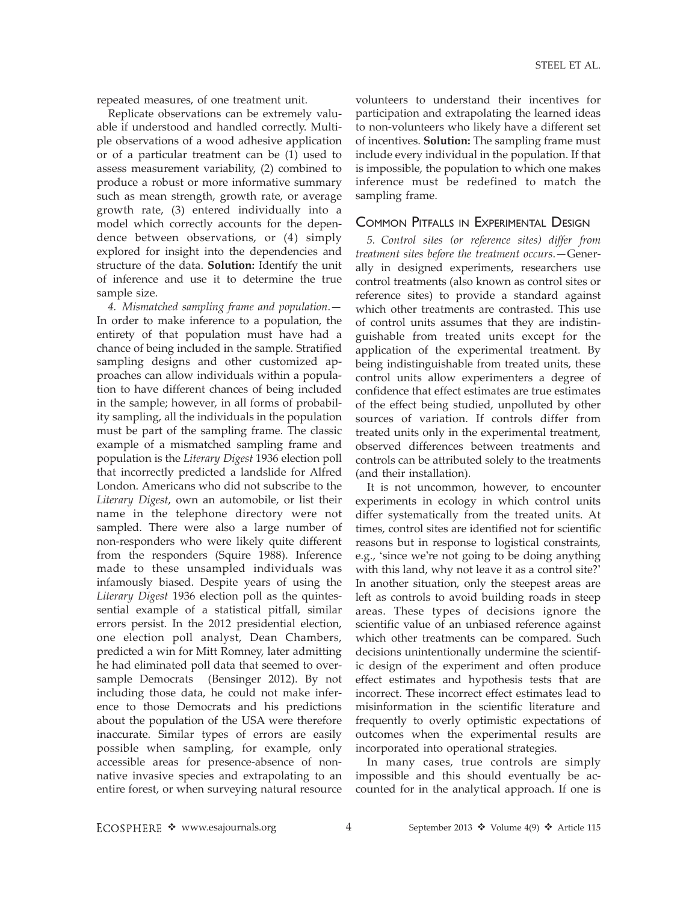repeated measures, of one treatment unit.

Replicate observations can be extremely valuable if understood and handled correctly. Multiple observations of a wood adhesive application or of a particular treatment can be (1) used to assess measurement variability, (2) combined to produce a robust or more informative summary such as mean strength, growth rate, or average growth rate, (3) entered individually into a model which correctly accounts for the dependence between observations, or (4) simply explored for insight into the dependencies and structure of the data. **Solution:** Identify the unit of inference and use it to determine the true sample size.

*4. Mismatched sampling frame and population.*—In order to make inference to a population, the entirety of that population must have had a chance of being included in the sample. Stratified sampling designs and other customized approaches can allow individuals within a population to have different chances of being included in the sample; however, in all forms of probability sampling, all the individuals in the population must be part of the sampling frame. The classic example of a mismatched sampling frame and population is the *Literary Digest* 1936 election poll that incorrectly predicted a landslide for Alfred London. Americans who did not subscribe to the *Literary Digest*, own an automobile, or list their name in the telephone directory were not sampled. There were also a large number of non-responders who were likely quite different from the responders (Squire 1988). Inference made to these unsampled individuals was infamously biased. Despite years of using the *Literary Digest* 1936 election poll as the quintessential example of a statistical pitfall, similar errors persist. In the 2012 presidential election, one election poll analyst, Dean Chambers, predicted a win for Mitt Romney, later admitting he had eliminated poll data that seemed to oversample Democrats (Bensinger 2012). By not including those data, he could not make inference to those Democrats and his predictions about the population of the USA were therefore inaccurate. Similar types of errors are easily possible when sampling, for example, only accessible areas for presence-absence of non-native invasive species and extrapolating to an entire forest, or when surveying natural resource volunteers to understand their incentives for participation and extrapolating the learned ideas to non-volunteers who likely have a different set of incentives. **Solution:** The sampling frame must include every individual in the population. If that is impossible, the population to which one makes inference must be redefined to match the sampling frame.

## Common Pitfalls in Experimental Design

*5. Control sites (or reference sites) differ from treatment sites before the treatment occurs.*—Generally in designed experiments, researchers use control treatments (also known as control sites or reference sites) to provide a standard against which other treatments are contrasted. This use of control units assumes that they are indistinguishable from treated units except for the application of the experimental treatment. By being indistinguishable from treated units, these control units allow experimenters a degree of confidence that effect estimates are true estimates of the effect being studied, unpolluted by other sources of variation. If controls differ from treated units only in the experimental treatment, observed differences between treatments and controls can be attributed solely to the treatments (and their installation).

It is not uncommon, however, to encounter experiments in ecology in which control units differ systematically from the treated units. At times, control sites are identified not for scientific reasons but in response to logistical constraints, e.g., 'since we're not going to be doing anything with this land, why not leave it as a control site?' In another situation, only the steepest areas are left as controls to avoid building roads in steep areas. These types of decisions ignore the scientific value of an unbiased reference against which other treatments can be compared. Such decisions unintentionally undermine the scientific design of the experiment and often produce effect estimates and hypothesis tests that are incorrect. These incorrect effect estimates lead to misinformation in the scientific literature and frequently to overly optimistic expectations of outcomes when the experimental results are incorporated into operational strategies.

In many cases, true controls are simply impossible and this should eventually be accounted for in the analytical approach. If one is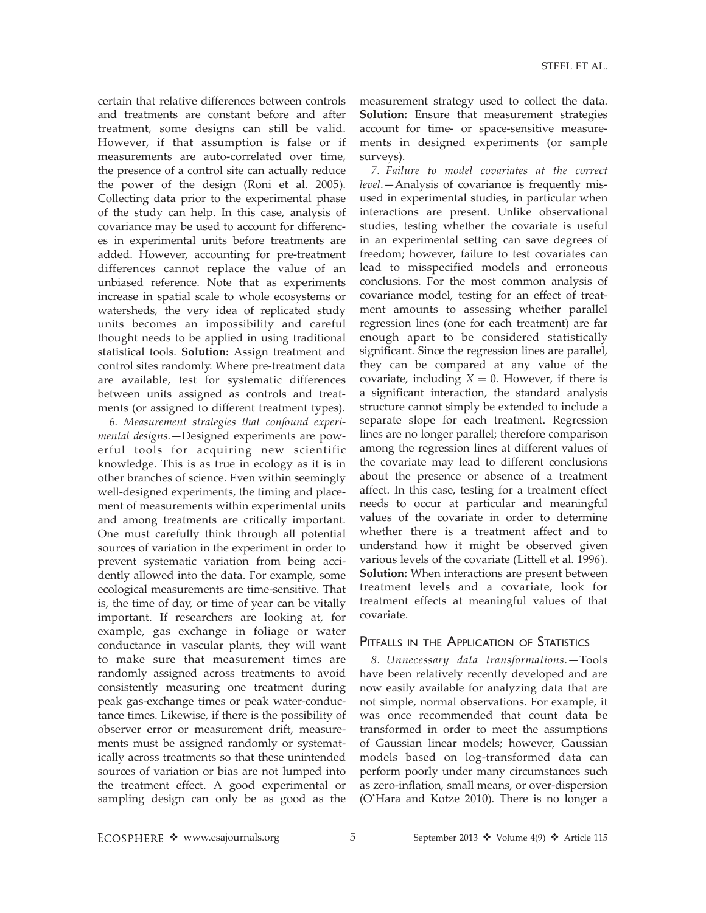certain that relative differences between controls and treatments are constant before and after treatment, some designs can still be valid. However, if that assumption is false or if measurements are auto-correlated over time, the presence of a control site can actually reduce the power of the design (Roni et al. 2005). Collecting data prior to the experimental phase of the study can help. In this case, analysis of covariance may be used to account for differences in experimental units before treatments are added. However, accounting for pre-treatment differences cannot replace the value of an unbiased reference. Note that as experiments increase in spatial scale to whole ecosystems or watersheds, the very idea of replicated study units becomes an impossibility and careful thought needs to be applied in using traditional statistical tools. **Solution:** Assign treatment and control sites randomly. Where pre-treatment data are available, test for systematic differences between units assigned as controls and treatments (or assigned to different treatment types).

*6. Measurement strategies that confound experimental designs.*—Designed experiments are powerful tools for acquiring new scientific knowledge. This is as true in ecology as it is in other branches of science. Even within seemingly well-designed experiments, the timing and placement of measurements within experimental units and among treatments are critically important. One must carefully think through all potential sources of variation in the experiment in order to prevent systematic variation from being accidently allowed into the data. For example, some ecological measurements are time-sensitive. That is, the time of day, or time of year can be vitally important. If researchers are looking at, for example, gas exchange in foliage or water conductance in vascular plants, they will want to make sure that measurement times are randomly assigned across treatments to avoid consistently measuring one treatment during peak gas-exchange times or peak water-conductance times. Likewise, if there is the possibility of observer error or measurement drift, measurements must be assigned randomly or systematically across treatments so that these unintended sources of variation or bias are not lumped into the treatment effect. A good experimental or sampling design can only be as good as the measurement strategy used to collect the data. **Solution:** Ensure that measurement strategies account for time- or space-sensitive measurements in designed experiments (or sample surveys).

*7. Failure to model covariates at the correct level.*—Analysis of covariance is frequently misused in experimental studies, in particular when interactions are present. Unlike observational studies, testing whether the covariate is useful in an experimental setting can save degrees of freedom; however, failure to test covariates can lead to misspecified models and erroneous conclusions. For the most common analysis of covariance model, testing for an effect of treatment amounts to assessing whether parallel regression lines (one for each treatment) are far enough apart to be considered statistically significant. Since the regression lines are parallel, they can be compared at any value of the covariate, including $X = 0$. However, if there is a significant interaction, the standard analysis structure cannot simply be extended to include a separate slope for each treatment. Regression lines are no longer parallel; therefore comparison among the regression lines at different values of the covariate may lead to different conclusions about the presence or absence of a treatment affect. In this case, testing for a treatment effect needs to occur at particular and meaningful values of the covariate in order to determine whether there is a treatment affect and to understand how it might be observed given various levels of the covariate (Littell et al. 1996). **Solution:** When interactions are present between treatment levels and a covariate, look for treatment effects at meaningful values of that covariate.

## Pitfalls in the Application of Statistics

*8. Unnecessary data transformations.*—Tools have been relatively recently developed and are now easily available for analyzing data that are not simple, normal observations. For example, it was once recommended that count data be transformed in order to meet the assumptions of Gaussian linear models; however, Gaussian models based on log-transformed data can perform poorly under many circumstances such as zero-inflation, small means, or over-dispersion (O'Hara and Kotze 2010). There is no longer a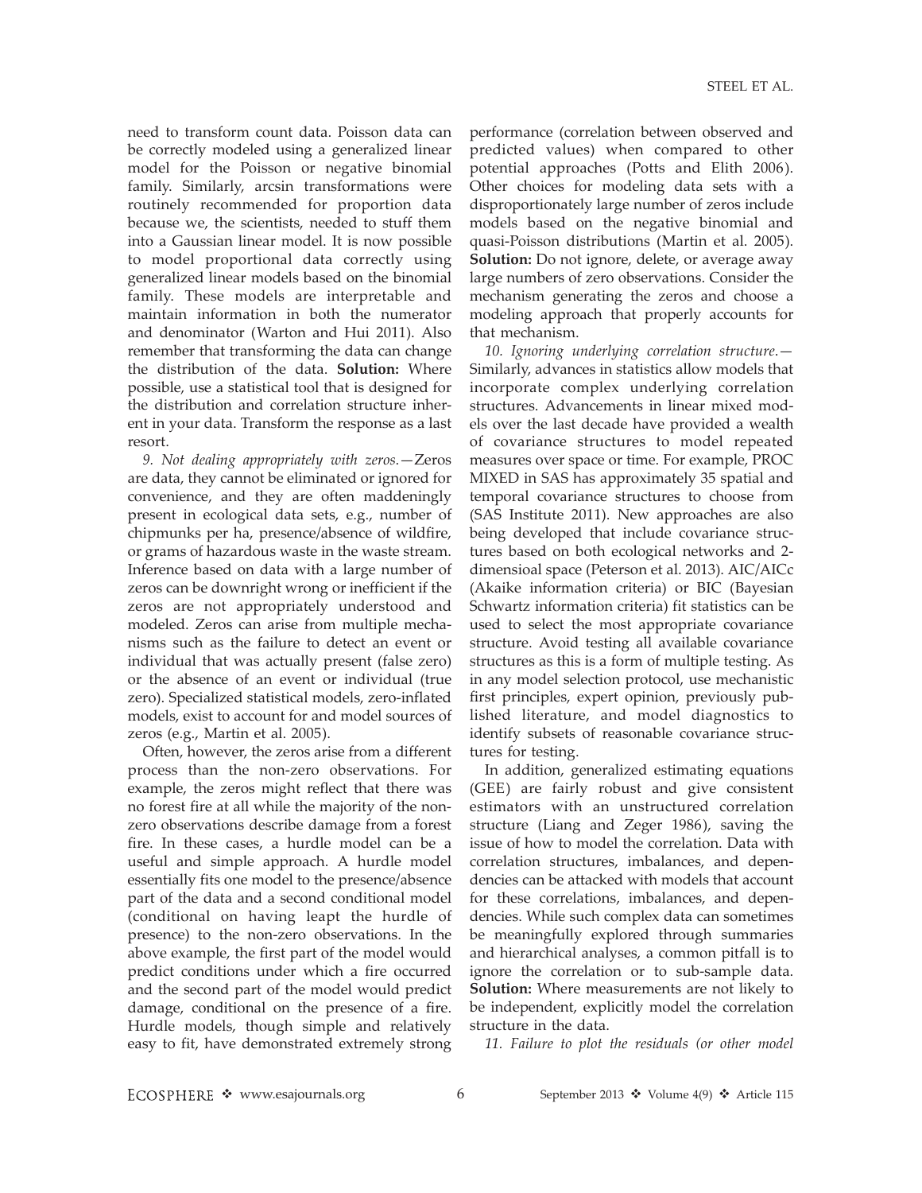need to transform count data. Poisson data can be correctly modeled using a generalized linear model for the Poisson or negative binomial family. Similarly, arcsin transformations were routinely recommended for proportion data because we, the scientists, needed to stuff them into a Gaussian linear model. It is now possible to model proportional data correctly using generalized linear models based on the binomial family. These models are interpretable and maintain information in both the numerator and denominator (Warton and Hui 2011). Also remember that transforming the data can change the distribution of the data. **Solution:** Where possible, use a statistical tool that is designed for the distribution and correlation structure inherent in your data. Transform the response as a last resort.

*9. Not dealing appropriately with zeros.*—Zeros are data, they cannot be eliminated or ignored for convenience, and they are often maddeningly present in ecological data sets, e.g., number of chipmunks per ha, presence/absence of wildfire, or grams of hazardous waste in the waste stream. Inference based on data with a large number of zeros can be downright wrong or inefficient if the zeros are not appropriately understood and modeled. Zeros can arise from multiple mechanisms such as the failure to detect an event or individual that was actually present (false zero) or the absence of an event or individual (true zero). Specialized statistical models, zero-inflated models, exist to account for and model sources of zeros (e.g., Martin et al. 2005).

Often, however, the zeros arise from a different process than the non-zero observations. For example, the zeros might reflect that there was no forest fire at all while the majority of the non-zero observations describe damage from a forest fire. In these cases, a hurdle model can be a useful and simple approach. A hurdle model essentially fits one model to the presence/absence part of the data and a second conditional model (conditional on having leapt the hurdle of presence) to the non-zero observations. In the above example, the first part of the model would predict conditions under which a fire occurred and the second part of the model would predict damage, conditional on the presence of a fire. Hurdle models, though simple and relatively easy to fit, have demonstrated extremely strong performance (correlation between observed and predicted values) when compared to other potential approaches (Potts and Elith 2006). Other choices for modeling data sets with a disproportionately large number of zeros include models based on the negative binomial and quasi-Poisson distributions (Martin et al. 2005). **Solution:** Do not ignore, delete, or average away large numbers of zero observations. Consider the mechanism generating the zeros and choose a modeling approach that properly accounts for that mechanism.

*10. Ignoring underlying correlation structure.*—Similarly, advances in statistics allow models that incorporate complex underlying correlation structures. Advancements in linear mixed models over the last decade have provided a wealth of covariance structures to model repeated measures over space or time. For example, PROC MIXED in SAS has approximately 35 spatial and temporal covariance structures to choose from (SAS Institute 2011). New approaches are also being developed that include covariance structures based on both ecological networks and 2-dimensioal space (Peterson et al. 2013). AIC/AICc (Akaike information criteria) or BIC (Bayesian Schwartz information criteria) fit statistics can be used to select the most appropriate covariance structure. Avoid testing all available covariance structures as this is a form of multiple testing. As in any model selection protocol, use mechanistic first principles, expert opinion, previously published literature, and model diagnostics to identify subsets of reasonable covariance structures for testing.

In addition, generalized estimating equations (GEE) are fairly robust and give consistent estimators with an unstructured correlation structure (Liang and Zeger 1986), saving the issue of how to model the correlation. Data with correlation structures, imbalances, and dependencies can be attacked with models that account for these correlations, imbalances, and dependencies. While such complex data can sometimes be meaningfully explored through summaries and hierarchical analyses, a common pitfall is to ignore the correlation or to sub-sample data. **Solution:** Where measurements are not likely to be independent, explicitly model the correlation structure in the data.

*11. Failure to plot the residuals (or other model*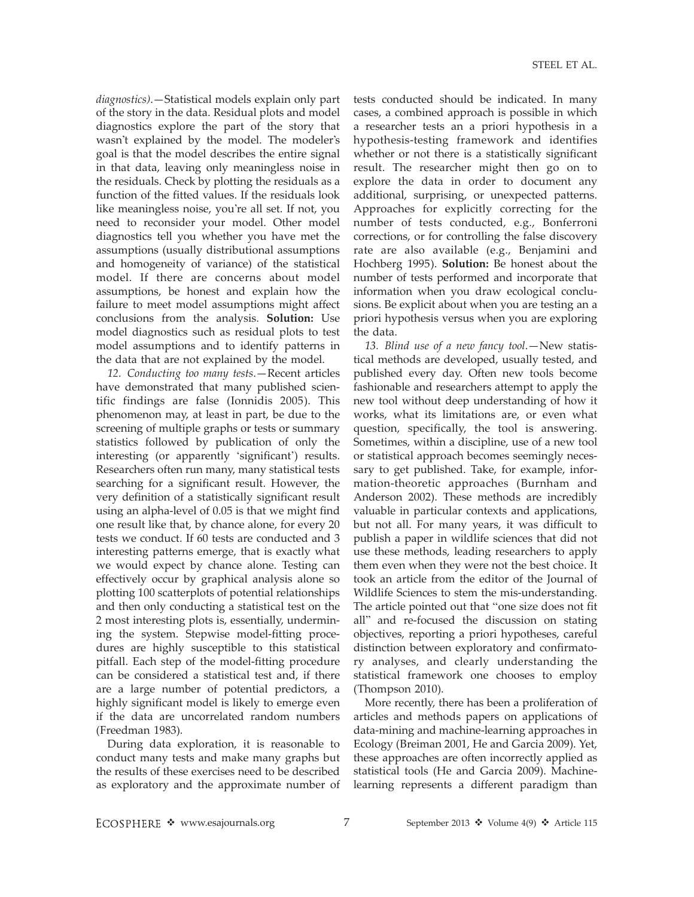*diagnostics).*—Statistical models explain only part of the story in the data. Residual plots and model diagnostics explore the part of the story that wasn't explained by the model. The modeler's goal is that the model describes the entire signal in that data, leaving only meaningless noise in the residuals. Check by plotting the residuals as a function of the fitted values. If the residuals look like meaningless noise, you're all set. If not, you need to reconsider your model. Other model diagnostics tell you whether you have met the assumptions (usually distributional assumptions and homogeneity of variance) of the statistical model. If there are concerns about model assumptions, be honest and explain how the failure to meet model assumptions might affect conclusions from the analysis. **Solution:** Use model diagnostics such as residual plots to test model assumptions and to identify patterns in the data that are not explained by the model.

*12. Conducting too many tests.*—Recent articles have demonstrated that many published scientific findings are false (Ionnidis 2005). This phenomenon may, at least in part, be due to the screening of multiple graphs or tests or summary statistics followed by publication of only the interesting (or apparently 'significant') results. Researchers often run many, many statistical tests searching for a significant result. However, the very definition of a statistically significant result using an alpha-level of 0.05 is that we might find one result like that, by chance alone, for every 20 tests we conduct. If 60 tests are conducted and 3 interesting patterns emerge, that is exactly what we would expect by chance alone. Testing can effectively occur by graphical analysis alone so plotting 100 scatterplots of potential relationships and then only conducting a statistical test on the 2 most interesting plots is, essentially, undermining the system. Stepwise model-fitting procedures are highly susceptible to this statistical pitfall. Each step of the model-fitting procedure can be considered a statistical test and, if there are a large number of potential predictors, a highly significant model is likely to emerge even if the data are uncorrelated random numbers (Freedman 1983).

During data exploration, it is reasonable to conduct many tests and make many graphs but the results of these exercises need to be described as exploratory and the approximate number of tests conducted should be indicated. In many cases, a combined approach is possible in which a researcher tests an a priori hypothesis in a hypothesis-testing framework and identifies whether or not there is a statistically significant result. The researcher might then go on to explore the data in order to document any additional, surprising, or unexpected patterns. Approaches for explicitly correcting for the number of tests conducted, e.g., Bonferroni corrections, or for controlling the false discovery rate are also available (e.g., Benjamini and Hochberg 1995). **Solution:** Be honest about the number of tests performed and incorporate that information when you draw ecological conclusions. Be explicit about when you are testing an a priori hypothesis versus when you are exploring the data.

*13. Blind use of a new fancy tool.*—New statistical methods are developed, usually tested, and published every day. Often new tools become fashionable and researchers attempt to apply the new tool without deep understanding of how it works, what its limitations are, or even what question, specifically, the tool is answering. Sometimes, within a discipline, use of a new tool or statistical approach becomes seemingly necessary to get published. Take, for example, information-theoretic approaches (Burnham and Anderson 2002). These methods are incredibly valuable in particular contexts and applications, but not all. For many years, it was difficult to publish a paper in wildlife sciences that did not use these methods, leading researchers to apply them even when they were not the best choice. It took an article from the editor of the Journal of Wildlife Sciences to stem the mis-understanding. The article pointed out that "one size does not fit all" and re-focused the discussion on stating objectives, reporting a priori hypotheses, careful distinction between exploratory and confirmatory analyses, and clearly understanding the statistical framework one chooses to employ (Thompson 2010).

More recently, there has been a proliferation of articles and methods papers on applications of data-mining and machine-learning approaches in Ecology (Breiman 2001, He and Garcia 2009). Yet, these approaches are often incorrectly applied as statistical tools (He and Garcia 2009). Machine-learning represents a different paradigm than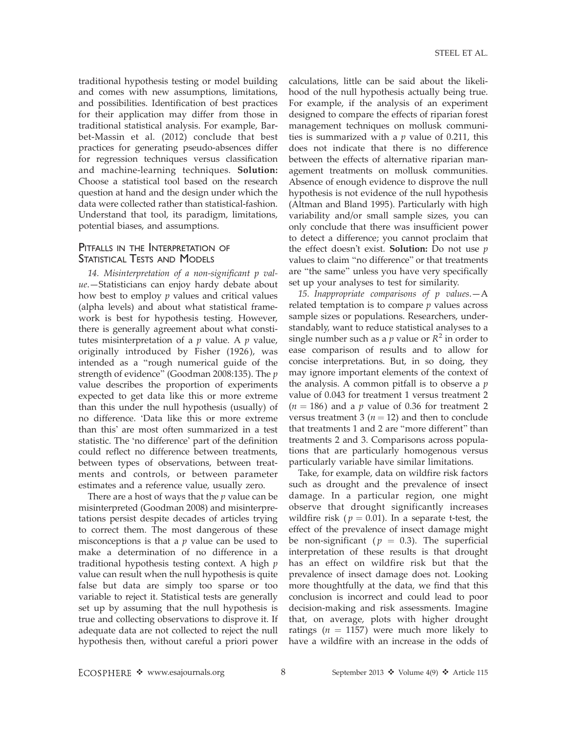traditional hypothesis testing or model building and comes with new assumptions, limitations, and possibilities. Identification of best practices for their application may differ from those in traditional statistical analysis. For example, Barbet-Massin et al. (2012) conclude that best practices for generating pseudo-absences differ for regression techniques versus classification and machine-learning techniques. **Solution:** Choose a statistical tool based on the research question at hand and the design under which the data were collected rather than statistical-fashion. Understand that tool, its paradigm, limitations, potential biases, and assumptions.

## Pitfalls in the Interpretation of Statistical Tests and Models

*14. Misinterpretation of a non-significant p value.*—Statisticians can enjoy hardy debate about how best to employ $p$ values and critical values (alpha levels) and about what statistical framework is best for hypothesis testing. However, there is generally agreement about what constitutes misinterpretation of a $p$ value. A $p$ value, originally introduced by Fisher (1926), was intended as a "rough numerical guide of the strength of evidence" (Goodman 2008:135). The $p$ value describes the proportion of experiments expected to get data like this or more extreme than this under the null hypothesis (usually) of no difference. 'Data like this or more extreme than this' are most often summarized in a test statistic. The 'no difference' part of the definition could reflect no difference between treatments, between types of observations, between treatments and controls, or between parameter estimates and a reference value, usually zero.

There are a host of ways that the $p$ value can be misinterpreted (Goodman 2008) and misinterpretations persist despite decades of articles trying to correct them. The most dangerous of these misconceptions is that a $p$ value can be used to make a determination of no difference in a traditional hypothesis testing context. A high $p$ value can result when the null hypothesis is quite false but data are simply too sparse or too variable to reject it. Statistical tests are generally set up by assuming that the null hypothesis is true and collecting observations to disprove it. If adequate data are not collected to reject the null hypothesis then, without careful a priori power calculations, little can be said about the likelihood of the null hypothesis actually being true. For example, if the analysis of an experiment designed to compare the effects of riparian forest management techniques on mollusk communities is summarized with a $p$ value of 0.211, this does not indicate that there is no difference between the effects of alternative riparian management treatments on mollusk communities. Absence of enough evidence to disprove the null hypothesis is not evidence of the null hypothesis (Altman and Bland 1995). Particularly with high variability and/or small sample sizes, you can only conclude that there was insufficient power to detect a difference; you cannot proclaim that the effect doesn't exist. **Solution:** Do not use $p$ values to claim "no difference" or that treatments are "the same" unless you have very specifically set up your analyses to test for similarity.

*15. Inappropriate comparisons of p values.*—A related temptation is to compare $p$ values across sample sizes or populations. Researchers, understandably, want to reduce statistical analyses to a single number such as a $p$ value or $R^2$ in order to ease comparison of results and to allow for concise interpretations. But, in so doing, they may ignore important elements of the context of the analysis. A common pitfall is to observe a $p$ value of 0.043 for treatment 1 versus treatment 2 ($n = 186$) and a $p$ value of 0.36 for treatment 2 versus treatment 3 ($n = 12$) and then to conclude that treatments 1 and 2 are "more different" than treatments 2 and 3. Comparisons across populations that are particularly homogenous versus particularly variable have similar limitations.

Take, for example, data on wildfire risk factors such as drought and the prevalence of insect damage. In a particular region, one might observe that drought significantly increases wildfire risk ($p = 0.01$). In a separate t-test, the effect of the prevalence of insect damage might be non-significant ($p = 0.3$). The superficial interpretation of these results is that drought has an effect on wildfire risk but that the prevalence of insect damage does not. Looking more thoughtfully at the data, we find that this conclusion is incorrect and could lead to poor decision-making and risk assessments. Imagine that, on average, plots with higher drought ratings ($n = 1157$) were much more likely to have a wildfire with an increase in the odds of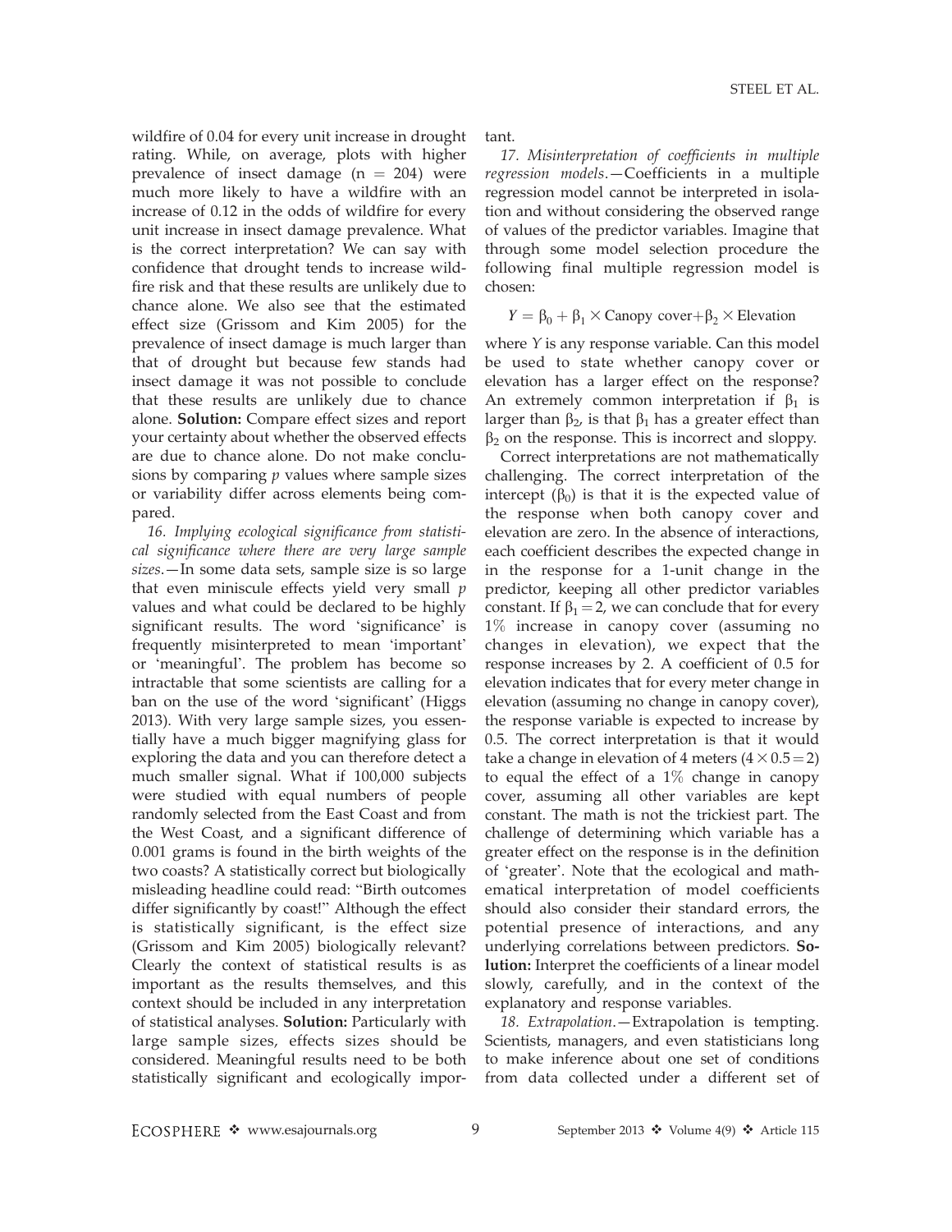wildfire of 0.04 for every unit increase in drought rating. While, on average, plots with higher prevalence of insect damage ($n = 204$) were much more likely to have a wildfire with an increase of 0.12 in the odds of wildfire for every unit increase in insect damage prevalence. What is the correct interpretation? We can say with confidence that drought tends to increase wildfire risk and that these results are unlikely due to chance alone. We also see that the estimated effect size (Grissom and Kim 2005) for the prevalence of insect damage is much larger than that of drought but because few stands had insect damage it was not possible to conclude that these results are unlikely due to chance alone. **Solution:** Compare effect sizes and report your certainty about whether the observed effects are due to chance alone. Do not make conclusions by comparing $p$ values where sample sizes or variability differ across elements being compared.

*16. Implying ecological significance from statistical significance where there are very large sample sizes.*—In some data sets, sample size is so large that even miniscule effects yield very small $p$ values and what could be declared to be highly significant results. The word 'significance' is frequently misinterpreted to mean 'important' or 'meaningful'. The problem has become so intractable that some scientists are calling for a ban on the use of the word 'significant' (Higgs 2013). With very large sample sizes, you essentially have a much bigger magnifying glass for exploring the data and you can therefore detect a much smaller signal. What if 100,000 subjects were studied with equal numbers of people randomly selected from the East Coast and from the West Coast, and a significant difference of 0.001 grams is found in the birth weights of the two coasts? A statistically correct but biologically misleading headline could read: "Birth outcomes differ significantly by coast!" Although the effect is statistically significant, is the effect size (Grissom and Kim 2005) biologically relevant? Clearly the context of statistical results is as important as the results themselves, and this context should be included in any interpretation of statistical analyses. **Solution:** Particularly with large sample sizes, effects sizes should be considered. Meaningful results need to be both statistically significant and ecologically important.

*17. Misinterpretation of coefficients in multiple regression models.*—Coefficients in a multiple regression model cannot be interpreted in isolation and without considering the observed range of values of the predictor variables. Imagine that through some model selection procedure the following final multiple regression model is chosen:

$$Y = \beta_0 + \beta_1 \times \text{Canopy cover} + \beta_2 \times \text{Elevation}$$

where $Y$ is any response variable. Can this model be used to state whether canopy cover or elevation has a larger effect on the response? An extremely common interpretation if $\beta_1$ is larger than $\beta_2$, is that $\beta_1$ has a greater effect than $\beta_2$ on the response. This is incorrect and sloppy.

Correct interpretations are not mathematically challenging. The correct interpretation of the intercept ($\beta_0$) is that it is the expected value of the response when both canopy cover and elevation are zero. In the absence of interactions, each coefficient describes the expected change in in the response for a 1-unit change in the predictor, keeping all other predictor variables constant. If $\beta_1 = 2$, we can conclude that for every 1% increase in canopy cover (assuming no changes in elevation), we expect that the response increases by 2. A coefficient of 0.5 for elevation indicates that for every meter change in elevation (assuming no change in canopy cover), the response variable is expected to increase by 0.5. The correct interpretation is that it would take a change in elevation of 4 meters ($4 \times 0.5 = 2$) to equal the effect of a 1% change in canopy cover, assuming all other variables are kept constant. The math is not the trickiest part. The challenge of determining which variable has a greater effect on the response is in the definition of 'greater'. Note that the ecological and mathematical interpretation of model coefficients should also consider their standard errors, the potential presence of interactions, and any underlying correlations between predictors. **Solution:** Interpret the coefficients of a linear model slowly, carefully, and in the context of the explanatory and response variables.

*18. Extrapolation.*—Extrapolation is tempting. Scientists, managers, and even statisticians long to make inference about one set of conditions from data collected under a different set of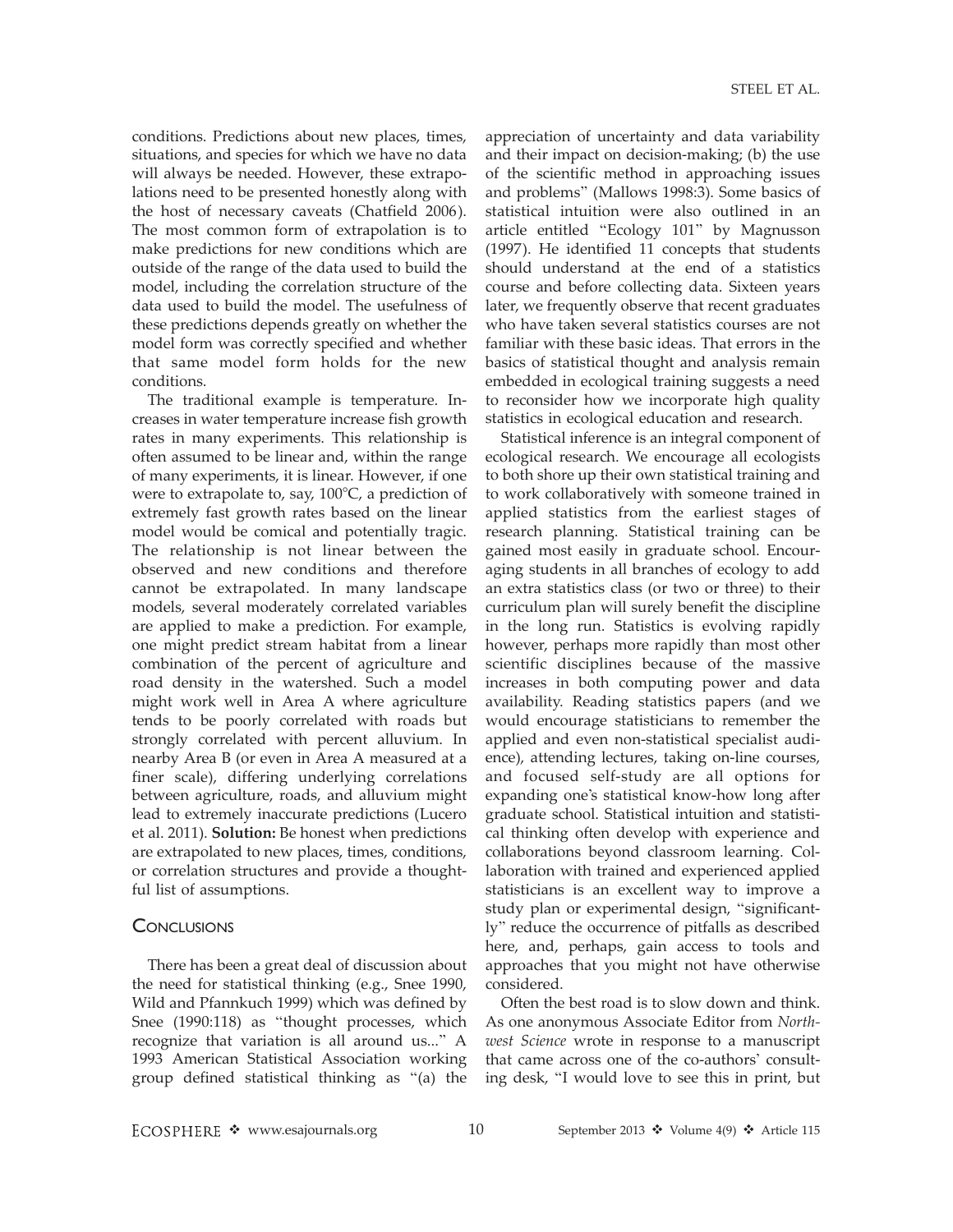conditions. Predictions about new places, times, situations, and species for which we have no data will always be needed. However, these extrapolations need to be presented honestly along with the host of necessary caveats (Chatfield 2006). The most common form of extrapolation is to make predictions for new conditions which are outside of the range of the data used to build the model, including the correlation structure of the data used to build the model. The usefulness of these predictions depends greatly on whether the model form was correctly specified and whether that same model form holds for the new conditions.

The traditional example is temperature. Increases in water temperature increase fish growth rates in many experiments. This relationship is often assumed to be linear and, within the range of many experiments, it is linear. However, if one were to extrapolate to, say, 100°C, a prediction of extremely fast growth rates based on the linear model would be comical and potentially tragic. The relationship is not linear between the observed and new conditions and therefore cannot be extrapolated. In many landscape models, several moderately correlated variables are applied to make a prediction. For example, one might predict stream habitat from a linear combination of the percent of agriculture and road density in the watershed. Such a model might work well in Area A where agriculture tends to be poorly correlated with roads but strongly correlated with percent alluvium. In nearby Area B (or even in Area A measured at a finer scale), differing underlying correlations between agriculture, roads, and alluvium might lead to extremely inaccurate predictions (Lucero et al. 2011). **Solution:** Be honest when predictions are extrapolated to new places, times, conditions, or correlation structures and provide a thoughtful list of assumptions.

## Conclusions

There has been a great deal of discussion about the need for statistical thinking (e.g., Snee 1990, Wild and Pfannkuch 1999) which was defined by Snee (1990:118) as "thought processes, which recognize that variation is all around us..." A 1993 American Statistical Association working group defined statistical thinking as "(a) the appreciation of uncertainty and data variability and their impact on decision-making; (b) the use of the scientific method in approaching issues and problems" (Mallows 1998:3). Some basics of statistical intuition were also outlined in an article entitled "Ecology 101" by Magnusson (1997). He identified 11 concepts that students should understand at the end of a statistics course and before collecting data. Sixteen years later, we frequently observe that recent graduates who have taken several statistics courses are not familiar with these basic ideas. That errors in the basics of statistical thought and analysis remain embedded in ecological training suggests a need to reconsider how we incorporate high quality statistics in ecological education and research.

Statistical inference is an integral component of ecological research. We encourage all ecologists to both shore up their own statistical training and to work collaboratively with someone trained in applied statistics from the earliest stages of research planning. Statistical training can be gained most easily in graduate school. Encouraging students in all branches of ecology to add an extra statistics class (or two or three) to their curriculum plan will surely benefit the discipline in the long run. Statistics is evolving rapidly however, perhaps more rapidly than most other scientific disciplines because of the massive increases in both computing power and data availability. Reading statistics papers (and we would encourage statisticians to remember the applied and even non-statistical specialist audience), attending lectures, taking on-line courses, and focused self-study are all options for expanding one's statistical know-how long after graduate school. Statistical intuition and statistical thinking often develop with experience and collaborations beyond classroom learning. Collaboration with trained and experienced applied statisticians is an excellent way to improve a study plan or experimental design, "significantly" reduce the occurrence of pitfalls as described here, and, perhaps, gain access to tools and approaches that you might not have otherwise considered.

Often the best road is to slow down and think. As one anonymous Associate Editor from *Northwest Science* wrote in response to a manuscript that came across one of the co-authors' consulting desk, "I would love to see this in print, but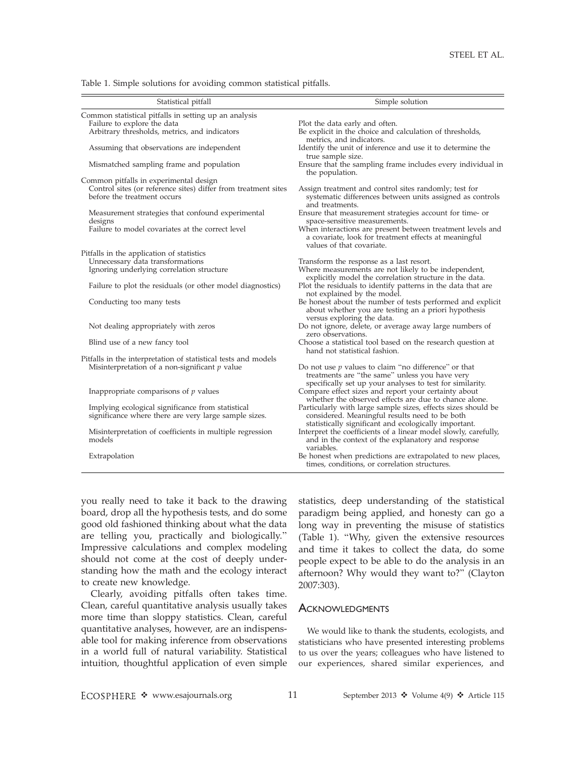Table 1. Simple solutions for avoiding common statistical pitfalls.

| Statistical pitfall | Simple solution |
|---|---|
| Common statistical pitfalls in setting up an analysis | |
| Failure to explore the data | Plot the data early and often. |
| Arbitrary thresholds, metrics, and indicators | Be explicit in the choice and calculation of thresholds, metrics, and indicators. |
| Assuming that observations are independent | Identify the unit of inference and use it to determine the true sample size. |
| Mismatched sampling frame and population | Ensure that the sampling frame includes every individual in the population. |
| Common pitfalls in experimental design | |
| Control sites (or reference sites) differ from treatment sites before the treatment occurs | Assign treatment and control sites randomly; test for systematic differences between units assigned as controls and treatments. |
| Measurement strategies that confound experimental designs | Ensure that measurement strategies account for time- or space-sensitive measurements. |
| Failure to model covariates at the correct level | When interactions are present between treatment levels and a covariate, look for treatment effects at meaningful values of that covariate. |
| Pitfalls in the application of statistics | |
| Unnecessary data transformations | Transform the response as a last resort. |
| Ignoring underlying correlation structure | Where measurements are not likely to be independent, explicitly model the correlation structure in the data. |
| Failure to plot the residuals (or other model diagnostics) | Plot the residuals to identify patterns in the data that are not explained by the model. |
| Conducting too many tests | Be honest about the number of tests performed and explicit about whether you are testing an a priori hypothesis versus exploring the data. |
| Not dealing appropriately with zeros | Do not ignore, delete, or average away large numbers of zero observations. |
| Blind use of a new fancy tool | Choose a statistical tool based on the research question at hand not statistical fashion. |
| Pitfalls in the interpretation of statistical tests and models | |
| Misinterpretation of a non-significant $p$ value | Do not use $p$ values to claim "no difference" or that treatments are "the same" unless you have very specifically set up your analyses to test for similarity. |
| Inappropriate comparisons of $p$ values | Compare effect sizes and report your certainty about whether the observed effects are due to chance alone. |
| Implying ecological significance from statistical significance where there are very large sample sizes. | Particularly with large sample sizes, effects sizes should be considered. Meaningful results need to be both statistically significant and ecologically important. |
| Misinterpretation of coefficients in multiple regression models | Interpret the coefficients of a linear model slowly, carefully, and in the context of the explanatory and response variables. |
| Extrapolation | Be honest when predictions are extrapolated to new places, times, conditions, or correlation structures. |

you really need to take it back to the drawing board, drop all the hypothesis tests, and do some good old fashioned thinking about what the data are telling you, practically and biologically." Impressive calculations and complex modeling should not come at the cost of deeply understanding how the math and the ecology interact to create new knowledge.

Clearly, avoiding pitfalls often takes time. Clean, careful quantitative analysis usually takes more time than sloppy statistics. Clean, careful quantitative analyses, however, are an indispensable tool for making inference from observations in a world full of natural variability. Statistical intuition, thoughtful application of even simple statistics, deep understanding of the statistical paradigm being applied, and honesty can go a long way in preventing the misuse of statistics (Table 1). "Why, given the extensive resources and time it takes to collect the data, do some people expect to be able to do the analysis in an afternoon? Why would they want to?" (Clayton 2007:303).

## Acknowledgments

We would like to thank the students, ecologists, and statisticians who have presented interesting problems to us over the years; colleagues who have listened to our experiences, shared similar experiences, and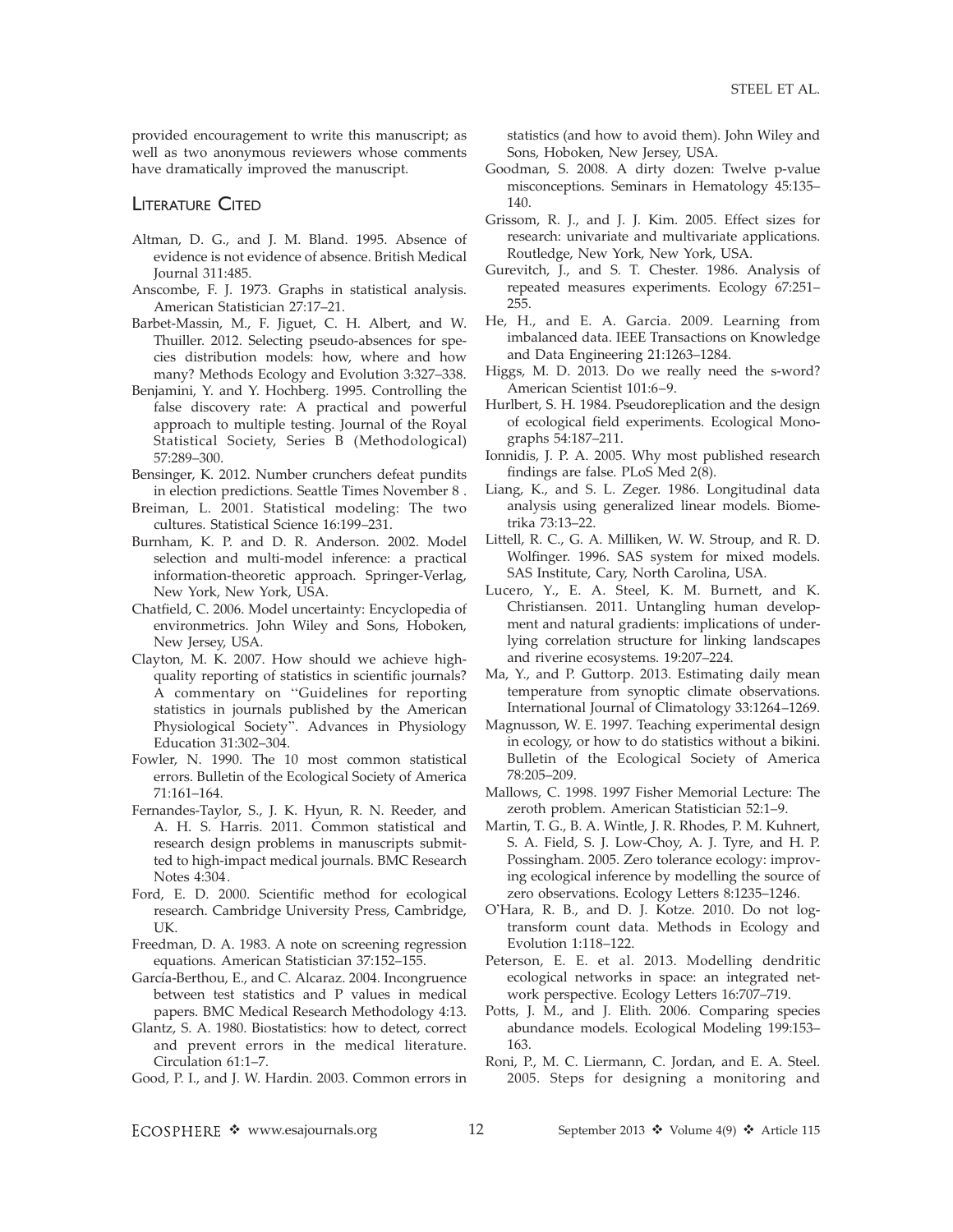provided encouragement to write this manuscript; as well as two anonymous reviewers whose comments have dramatically improved the manuscript.

## Literature Cited

Altman, D. G., and J. M. Bland. 1995. Absence of evidence is not evidence of absence. British Medical Journal 311:485.

Anscombe, F. J. 1973. Graphs in statistical analysis. American Statistician 27:17–21.

Barbet-Massin, M., F. Jiguet, C. H. Albert, and W. Thuiller. 2012. Selecting pseudo-absences for species distribution models: how, where and how many? Methods Ecology and Evolution 3:327–338.

Benjamini, Y. and Y. Hochberg. 1995. Controlling the false discovery rate: A practical and powerful approach to multiple testing. Journal of the Royal Statistical Society, Series B (Methodological) 57:289–300.

Bensinger, K. 2012. Number crunchers defeat pundits in election predictions. Seattle Times November 8 .

Breiman, L. 2001. Statistical modeling: The two cultures. Statistical Science 16:199–231.

Burnham, K. P. and D. R. Anderson. 2002. Model selection and multi-model inference: a practical information-theoretic approach. Springer-Verlag, New York, New York, USA.

Chatfield, C. 2006. Model uncertainty: Encyclopedia of environmetrics. John Wiley and Sons, Hoboken, New Jersey, USA.

Clayton, M. K. 2007. How should we achieve high-quality reporting of statistics in scientific journals? A commentary on "Guidelines for reporting statistics in journals published by the American Physiological Society". Advances in Physiology Education 31:302–304.

Fowler, N. 1990. The 10 most common statistical errors. Bulletin of the Ecological Society of America 71:161–164.

Fernandes-Taylor, S., J. K. Hyun, R. N. Reeder, and A. H. S. Harris. 2011. Common statistical and research design problems in manuscripts submitted to high-impact medical journals. BMC Research Notes 4:304.

Ford, E. D. 2000. Scientific method for ecological research. Cambridge University Press, Cambridge, UK.

Freedman, D. A. 1983. A note on screening regression equations. American Statistician 37:152–155.

García-Berthou, E., and C. Alcaraz. 2004. Incongruence between test statistics and P values in medical papers. BMC Medical Research Methodology 4:13.

Glantz, S. A. 1980. Biostatistics: how to detect, correct and prevent errors in the medical literature. Circulation 61:1–7.

Good, P. I., and J. W. Hardin. 2003. Common errors in statistics (and how to avoid them). John Wiley and Sons, Hoboken, New Jersey, USA.

Goodman, S. 2008. A dirty dozen: Twelve p-value misconceptions. Seminars in Hematology 45:135–140.

Grissom, R. J., and J. J. Kim. 2005. Effect sizes for research: univariate and multivariate applications. Routledge, New York, New York, USA.

Gurevitch, J., and S. T. Chester. 1986. Analysis of repeated measures experiments. Ecology 67:251–255.

He, H., and E. A. Garcia. 2009. Learning from imbalanced data. IEEE Transactions on Knowledge and Data Engineering 21:1263–1284.

Higgs, M. D. 2013. Do we really need the s-word? American Scientist 101:6–9.

Hurlbert, S. H. 1984. Pseudoreplication and the design of ecological field experiments. Ecological Monographs 54:187–211.

Ionnidis, J. P. A. 2005. Why most published research findings are false. PLoS Med 2(8).

Liang, K., and S. L. Zeger. 1986. Longitudinal data analysis using generalized linear models. Biometrika 73:13–22.

Littell, R. C., G. A. Milliken, W. W. Stroup, and R. D. Wolfinger. 1996. SAS system for mixed models. SAS Institute, Cary, North Carolina, USA.

Lucero, Y., E. A. Steel, K. M. Burnett, and K. Christiansen. 2011. Untangling human development and natural gradients: implications of underlying correlation structure for linking landscapes and riverine ecosystems. 19:207–224.

Ma, Y., and P. Guttorp. 2013. Estimating daily mean temperature from synoptic climate observations. International Journal of Climatology 33:1264–1269.

Magnusson, W. E. 1997. Teaching experimental design in ecology, or how to do statistics without a bikini. Bulletin of the Ecological Society of America 78:205–209.

Mallows, C. 1998. 1997 Fisher Memorial Lecture: The zeroth problem. American Statistician 52:1–9.

Martin, T. G., B. A. Wintle, J. R. Rhodes, P. M. Kuhnert, S. A. Field, S. J. Low-Choy, A. J. Tyre, and H. P. Possingham. 2005. Zero tolerance ecology: improving ecological inference by modelling the source of zero observations. Ecology Letters 8:1235–1246.

O'Hara, R. B., and D. J. Kotze. 2010. Do not log-transform count data. Methods in Ecology and Evolution 1:118–122.

Peterson, E. E. et al. 2013. Modelling dendritic ecological networks in space: an integrated network perspective. Ecology Letters 16:707–719.

Potts, J. M., and J. Elith. 2006. Comparing species abundance models. Ecological Modeling 199:153–163.

Roni, P., M. C. Liermann, C. Jordan, and E. A. Steel. 2005. Steps for designing a monitoring and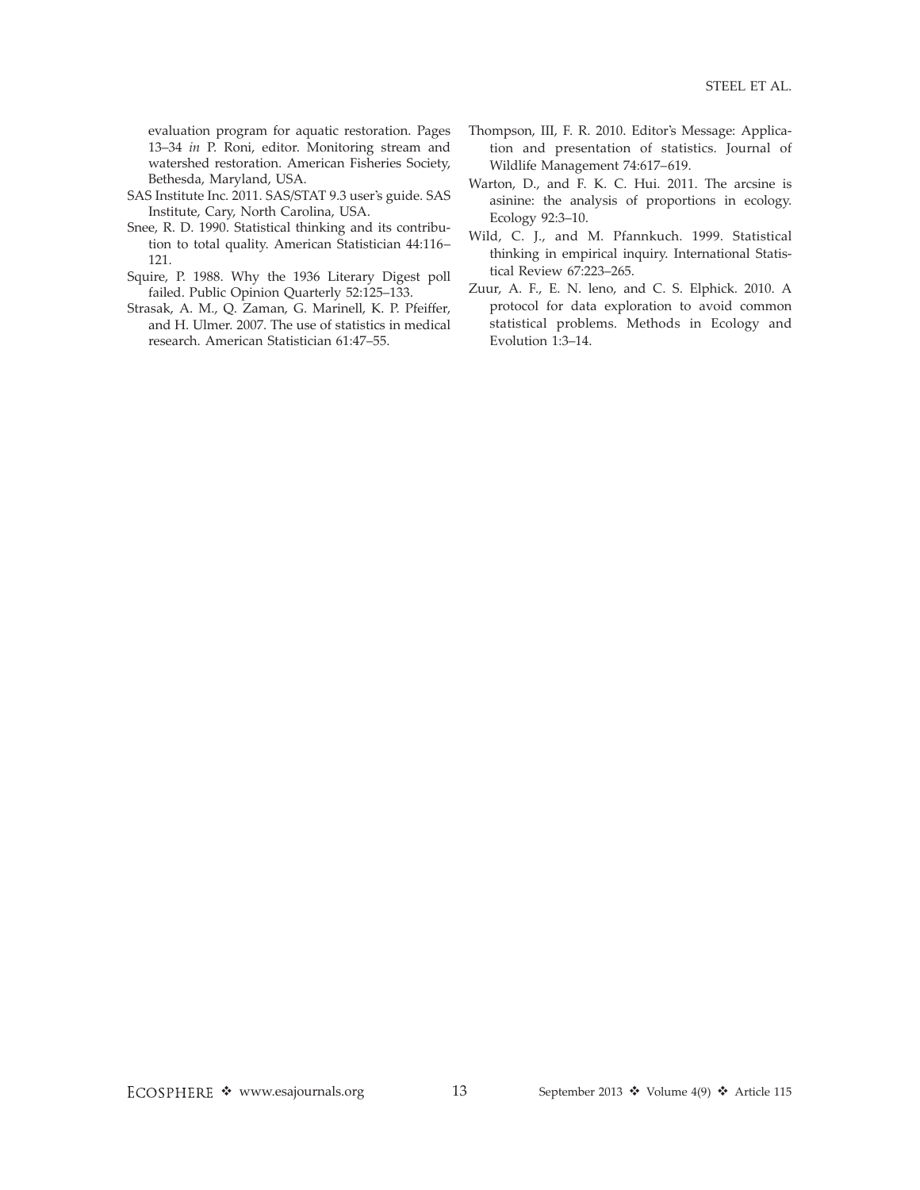evaluation program for aquatic restoration. Pages 13–34 *in* P. Roni, editor. Monitoring stream and watershed restoration. American Fisheries Society, Bethesda, Maryland, USA.

SAS Institute Inc. 2011. SAS/STAT 9.3 user's guide. SAS Institute, Cary, North Carolina, USA.

Snee, R. D. 1990. Statistical thinking and its contribution to total quality. American Statistician 44:116–121.

Squire, P. 1988. Why the 1936 Literary Digest poll failed. Public Opinion Quarterly 52:125–133.

Strasak, A. M., Q. Zaman, G. Marinell, K. P. Pfeiffer, and H. Ulmer. 2007. The use of statistics in medical research. American Statistician 61:47–55.

Thompson, III, F. R. 2010. Editor's Message: Application and presentation of statistics. Journal of Wildlife Management 74:617–619.

Warton, D., and F. K. C. Hui. 2011. The arcsine is asinine: the analysis of proportions in ecology. Ecology 92:3–10.

Wild, C. J., and M. Pfannkuch. 1999. Statistical thinking in empirical inquiry. International Statistical Review 67:223–265.

Zuur, A. F., E. N. leno, and C. S. Elphick. 2010. A protocol for data exploration to avoid common statistical problems. Methods in Ecology and Evolution 1:3–14.